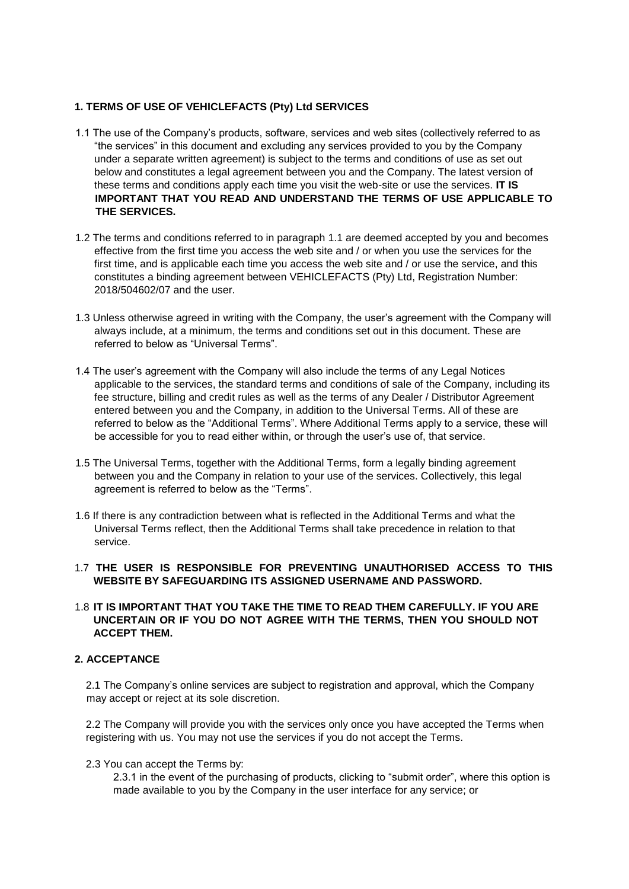## 1. TERMS OF USE OF VEHICLEFACTS (Pty) Ltd SERVICES

1.1 The use of the Company's products, software, services and web sites (collectively referred to as "the services" in this document and excluding any services provided to you by the Company under a separate written agreement) is subject to the terms and conditions of use as set out below and constitutes a legal agreement between you and the Company. The latest version of these terms and conditions apply each time you visit the web-site or use the services. **IT IS IMPORTANT THAT YOU READ AND UNDERSTAND THE TERMS OF USE APPLICABLE TO THE SERVICES.**

1.2 The terms and conditions referred to in paragraph 1.1 are deemed accepted by you and becomes effective from the first time you access the web site and / or when you use the services for the first time, and is applicable each time you access the web site and / or use the service, and this constitutes a binding agreement between VEHICLEFACTS (Pty) Ltd, Registration Number: 2018/504602/07 and the user.

1.3 Unless otherwise agreed in writing with the Company, the user's agreement with the Company will always include, at a minimum, the terms and conditions set out in this document. These are referred to below as "Universal Terms".

1.4 The user's agreement with the Company will also include the terms of any Legal Notices applicable to the services, the standard terms and conditions of sale of the Company, including its fee structure, billing and credit rules as well as the terms of any Dealer / Distributor Agreement entered between you and the Company, in addition to the Universal Terms. All of these are referred to below as the "Additional Terms". Where Additional Terms apply to a service, these will be accessible for you to read either within, or through the user's use of, that service.

1.5 The Universal Terms, together with the Additional Terms, form a legally binding agreement between you and the Company in relation to your use of the services. Collectively, this legal agreement is referred to below as the "Terms".

1.6 If there is any contradiction between what is reflected in the Additional Terms and what the Universal Terms reflect, then the Additional Terms shall take precedence in relation to that service.

1.7 **THE USER IS RESPONSIBLE FOR PREVENTING UNAUTHORISED ACCESS TO THIS WEBSITE BY SAFEGUARDING ITS ASSIGNED USERNAME AND PASSWORD.**

1.8 **IT IS IMPORTANT THAT YOU TAKE THE TIME TO READ THEM CAREFULLY. IF YOU ARE UNCERTAIN OR IF YOU DO NOT AGREE WITH THE TERMS, THEN YOU SHOULD NOT ACCEPT THEM.**

## 2. ACCEPTANCE

2.1 The Company's online services are subject to registration and approval, which the Company may accept or reject at its sole discretion.

2.2 The Company will provide you with the services only once you have accepted the Terms when registering with us. You may not use the services if you do not accept the Terms.

2.3 You can accept the Terms by:

2.3.1 in the event of the purchasing of products, clicking to "submit order", where this option is made available to you by the Company in the user interface for any service; or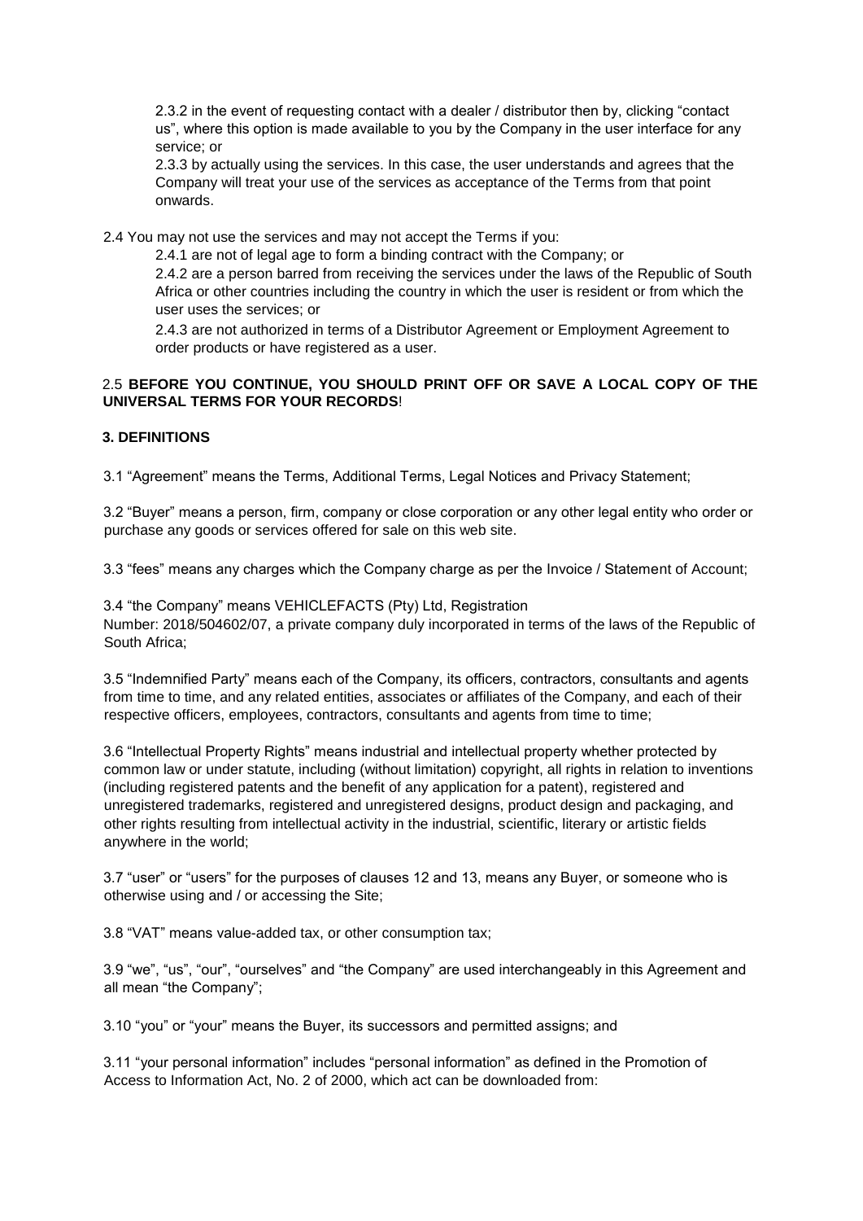2.3.2 in the event of requesting contact with a dealer / distributor then by, clicking "contact us", where this option is made available to you by the Company in the user interface for any service; or

2.3.3 by actually using the services. In this case, the user understands and agrees that the Company will treat your use of the services as acceptance of the Terms from that point onwards.

2.4 You may not use the services and may not accept the Terms if you:

2.4.1 are not of legal age to form a binding contract with the Company; or

2.4.2 are a person barred from receiving the services under the laws of the Republic of South Africa or other countries including the country in which the user is resident or from which the user uses the services; or

2.4.3 are not authorized in terms of a Distributor Agreement or Employment Agreement to order products or have registered as a user.

2.5 **BEFORE YOU CONTINUE, YOU SHOULD PRINT OFF OR SAVE A LOCAL COPY OF THE UNIVERSAL TERMS FOR YOUR RECORDS**!

**3. DEFINITIONS**

3.1 "Agreement" means the Terms, Additional Terms, Legal Notices and Privacy Statement;

3.2 "Buyer" means a person, firm, company or close corporation or any other legal entity who order or purchase any goods or services offered for sale on this web site.

3.3 "fees" means any charges which the Company charge as per the Invoice / Statement of Account;

3.4 "the Company" means VEHICLEFACTS (Pty) Ltd, Registration Number: 2018/504602/07, a private company duly incorporated in terms of the laws of the Republic of South Africa;

3.5 "Indemnified Party" means each of the Company, its officers, contractors, consultants and agents from time to time, and any related entities, associates or affiliates of the Company, and each of their respective officers, employees, contractors, consultants and agents from time to time;

3.6 "Intellectual Property Rights" means industrial and intellectual property whether protected by common law or under statute, including (without limitation) copyright, all rights in relation to inventions (including registered patents and the benefit of any application for a patent), registered and unregistered trademarks, registered and unregistered designs, product design and packaging, and other rights resulting from intellectual activity in the industrial, scientific, literary or artistic fields anywhere in the world;

3.7 "user" or "users" for the purposes of clauses 12 and 13, means any Buyer, or someone who is otherwise using and / or accessing the Site;

3.8 "VAT" means value-added tax, or other consumption tax;

3.9 "we", "us", "our", "ourselves" and "the Company" are used interchangeably in this Agreement and all mean "the Company";

3.10 "you" or "your" means the Buyer, its successors and permitted assigns; and

3.11 "your personal information" includes "personal information" as defined in the Promotion of Access to Information Act, No. 2 of 2000, which act can be downloaded from: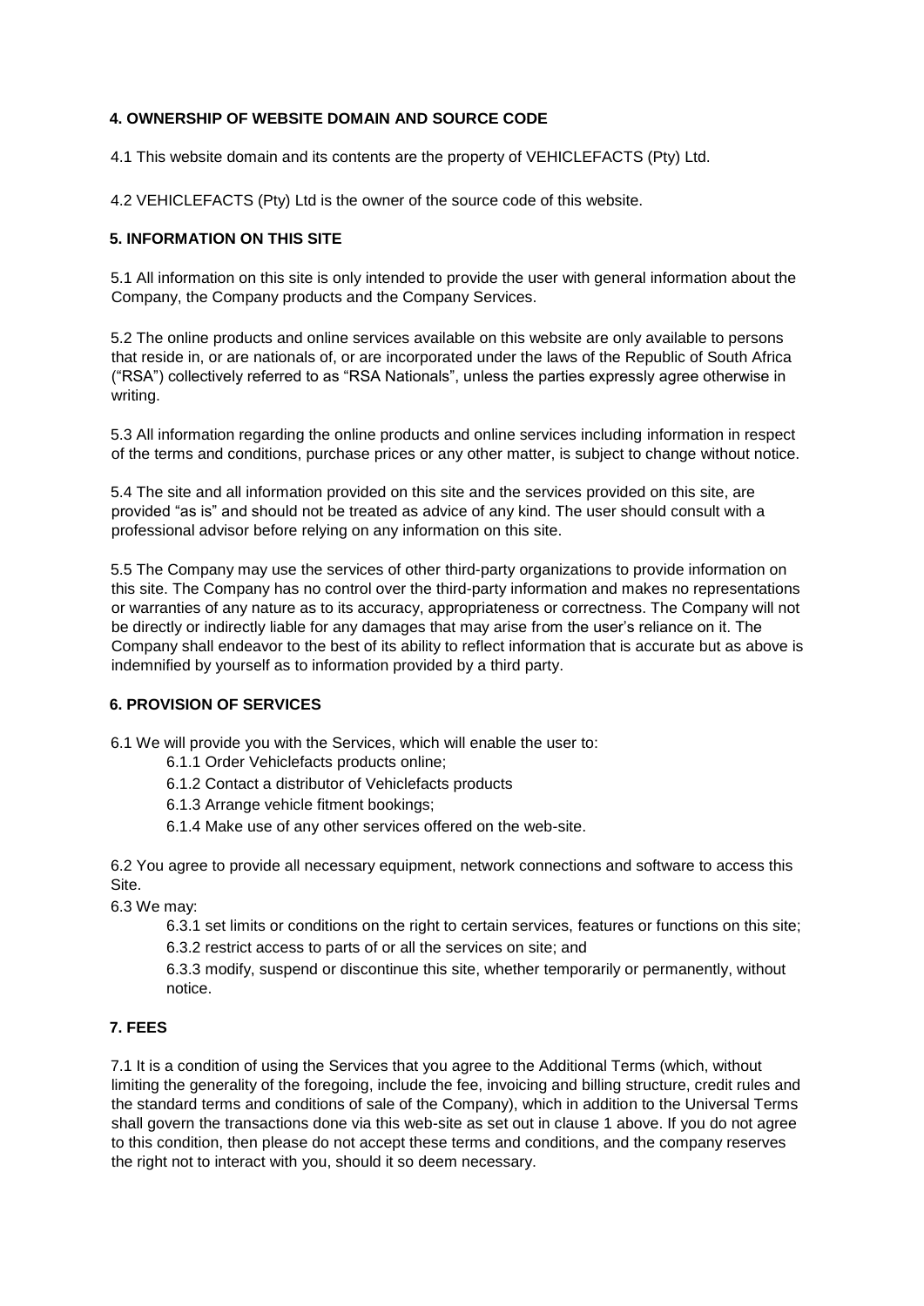**4. OWNERSHIP OF WEBSITE DOMAIN AND SOURCE CODE**

4.1 This website domain and its contents are the property of VEHICLEFACTS (Pty) Ltd.

4.2 VEHICLEFACTS (Pty) Ltd is the owner of the source code of this website.

**5. INFORMATION ON THIS SITE**

5.1 All information on this site is only intended to provide the user with general information about the Company, the Company products and the Company Services.

5.2 The online products and online services available on this website are only available to persons that reside in, or are nationals of, or are incorporated under the laws of the Republic of South Africa ("RSA") collectively referred to as "RSA Nationals", unless the parties expressly agree otherwise in writing.

5.3 All information regarding the online products and online services including information in respect of the terms and conditions, purchase prices or any other matter, is subject to change without notice.

5.4 The site and all information provided on this site and the services provided on this site, are provided "as is" and should not be treated as advice of any kind. The user should consult with a professional advisor before relying on any information on this site.

5.5 The Company may use the services of other third-party organizations to provide information on this site. The Company has no control over the third-party information and makes no representations or warranties of any nature as to its accuracy, appropriateness or correctness. The Company will not be directly or indirectly liable for any damages that may arise from the user's reliance on it. The Company shall endeavor to the best of its ability to reflect information that is accurate but as above is indemnified by yourself as to information provided by a third party.

**6. PROVISION OF SERVICES**

6.1 We will provide you with the Services, which will enable the user to:

- 6.1.1 Order Vehiclefacts products online;
- 6.1.2 Contact a distributor of Vehiclefacts products
- 6.1.3 Arrange vehicle fitment bookings;
- 6.1.4 Make use of any other services offered on the web-site.

6.2 You agree to provide all necessary equipment, network connections and software to access this Site.

6.3 We may:

- 6.3.1 set limits or conditions on the right to certain services, features or functions on this site;
- 6.3.2 restrict access to parts of or all the services on site; and
- 6.3.3 modify, suspend or discontinue this site, whether temporarily or permanently, without notice.

**7. FEES**

7.1 It is a condition of using the Services that you agree to the Additional Terms (which, without limiting the generality of the foregoing, include the fee, invoicing and billing structure, credit rules and the standard terms and conditions of sale of the Company), which in addition to the Universal Terms shall govern the transactions done via this web-site as set out in clause 1 above. If you do not agree to this condition, then please do not accept these terms and conditions, and the company reserves the right not to interact with you, should it so deem necessary.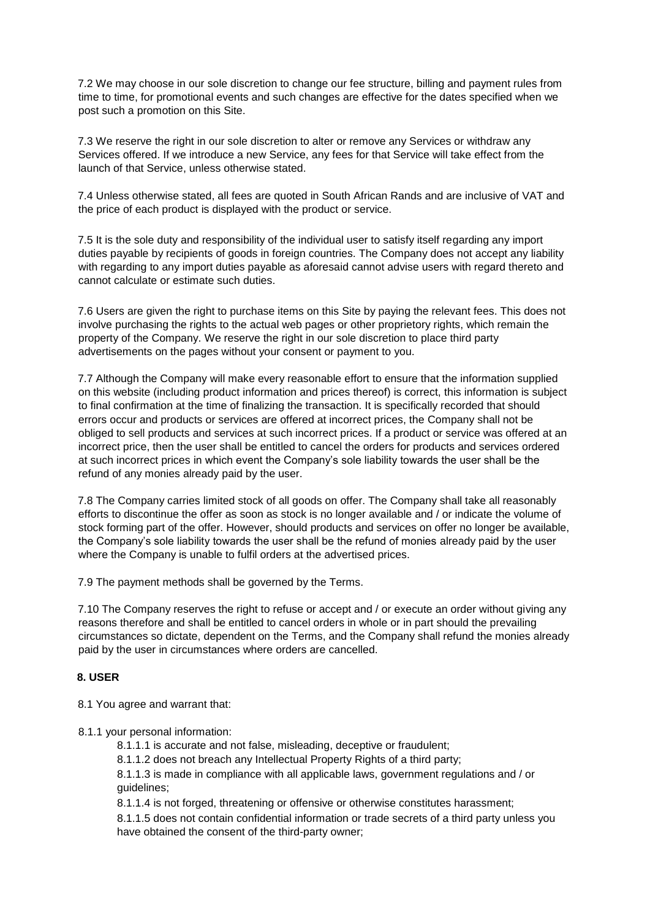7.2 We may choose in our sole discretion to change our fee structure, billing and payment rules from time to time, for promotional events and such changes are effective for the dates specified when we post such a promotion on this Site.

7.3 We reserve the right in our sole discretion to alter or remove any Services or withdraw any Services offered. If we introduce a new Service, any fees for that Service will take effect from the launch of that Service, unless otherwise stated.

7.4 Unless otherwise stated, all fees are quoted in South African Rands and are inclusive of VAT and the price of each product is displayed with the product or service.

7.5 It is the sole duty and responsibility of the individual user to satisfy itself regarding any import duties payable by recipients of goods in foreign countries. The Company does not accept any liability with regarding to any import duties payable as aforesaid cannot advise users with regard thereto and cannot calculate or estimate such duties.

7.6 Users are given the right to purchase items on this Site by paying the relevant fees. This does not involve purchasing the rights to the actual web pages or other proprietory rights, which remain the property of the Company. We reserve the right in our sole discretion to place third party advertisements on the pages without your consent or payment to you.

7.7 Although the Company will make every reasonable effort to ensure that the information supplied on this website (including product information and prices thereof) is correct, this information is subject to final confirmation at the time of finalizing the transaction. It is specifically recorded that should errors occur and products or services are offered at incorrect prices, the Company shall not be obliged to sell products and services at such incorrect prices. If a product or service was offered at an incorrect price, then the user shall be entitled to cancel the orders for products and services ordered at such incorrect prices in which event the Company's sole liability towards the user shall be the refund of any monies already paid by the user.

7.8 The Company carries limited stock of all goods on offer. The Company shall take all reasonably efforts to discontinue the offer as soon as stock is no longer available and / or indicate the volume of stock forming part of the offer. However, should products and services on offer no longer be available, the Company's sole liability towards the user shall be the refund of monies already paid by the user where the Company is unable to fulfil orders at the advertised prices.

7.9 The payment methods shall be governed by the Terms.

7.10 The Company reserves the right to refuse or accept and / or execute an order without giving any reasons therefore and shall be entitled to cancel orders in whole or in part should the prevailing circumstances so dictate, dependent on the Terms, and the Company shall refund the monies already paid by the user in circumstances where orders are cancelled.

**8. USER**

8.1 You agree and warrant that:

8.1.1 your personal information:

8.1.1.1 is accurate and not false, misleading, deceptive or fraudulent;

8.1.1.2 does not breach any Intellectual Property Rights of a third party;

8.1.1.3 is made in compliance with all applicable laws, government regulations and / or guidelines;

8.1.1.4 is not forged, threatening or offensive or otherwise constitutes harassment;

8.1.1.5 does not contain confidential information or trade secrets of a third party unless you have obtained the consent of the third-party owner;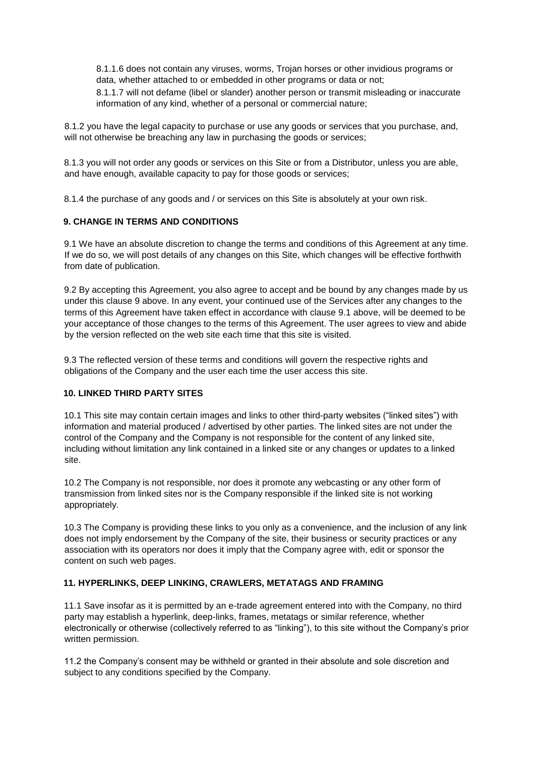8.1.1.6 does not contain any viruses, worms, Trojan horses or other invidious programs or data, whether attached to or embedded in other programs or data or not;

8.1.1.7 will not defame (libel or slander) another person or transmit misleading or inaccurate information of any kind, whether of a personal or commercial nature;

8.1.2 you have the legal capacity to purchase or use any goods or services that you purchase, and, will not otherwise be breaching any law in purchasing the goods or services;

8.1.3 you will not order any goods or services on this Site or from a Distributor, unless you are able, and have enough, available capacity to pay for those goods or services;

8.1.4 the purchase of any goods and / or services on this Site is absolutely at your own risk.

## 9. CHANGE IN TERMS AND CONDITIONS

9.1 We have an absolute discretion to change the terms and conditions of this Agreement at any time. If we do so, we will post details of any changes on this Site, which changes will be effective forthwith from date of publication.

9.2 By accepting this Agreement, you also agree to accept and be bound by any changes made by us under this clause 9 above. In any event, your continued use of the Services after any changes to the terms of this Agreement have taken effect in accordance with clause 9.1 above, will be deemed to be your acceptance of those changes to the terms of this Agreement. The user agrees to view and abide by the version reflected on the web site each time that this site is visited.

9.3 The reflected version of these terms and conditions will govern the respective rights and obligations of the Company and the user each time the user access this site.

## 10. LINKED THIRD PARTY SITES

10.1 This site may contain certain images and links to other third-party websites ("linked sites") with information and material produced / advertised by other parties. The linked sites are not under the control of the Company and the Company is not responsible for the content of any linked site, including without limitation any link contained in a linked site or any changes or updates to a linked site.

10.2 The Company is not responsible, nor does it promote any webcasting or any other form of transmission from linked sites nor is the Company responsible if the linked site is not working appropriately.

10.3 The Company is providing these links to you only as a convenience, and the inclusion of any link does not imply endorsement by the Company of the site, their business or security practices or any association with its operators nor does it imply that the Company agree with, edit or sponsor the content on such web pages.

## 11. HYPERLINKS, DEEP LINKING, CRAWLERS, METATAGS AND FRAMING

11.1 Save insofar as it is permitted by an e-trade agreement entered into with the Company, no third party may establish a hyperlink, deep-links, frames, metatags or similar reference, whether electronically or otherwise (collectively referred to as "linking"), to this site without the Company's prior written permission.

11.2 the Company's consent may be withheld or granted in their absolute and sole discretion and subject to any conditions specified by the Company.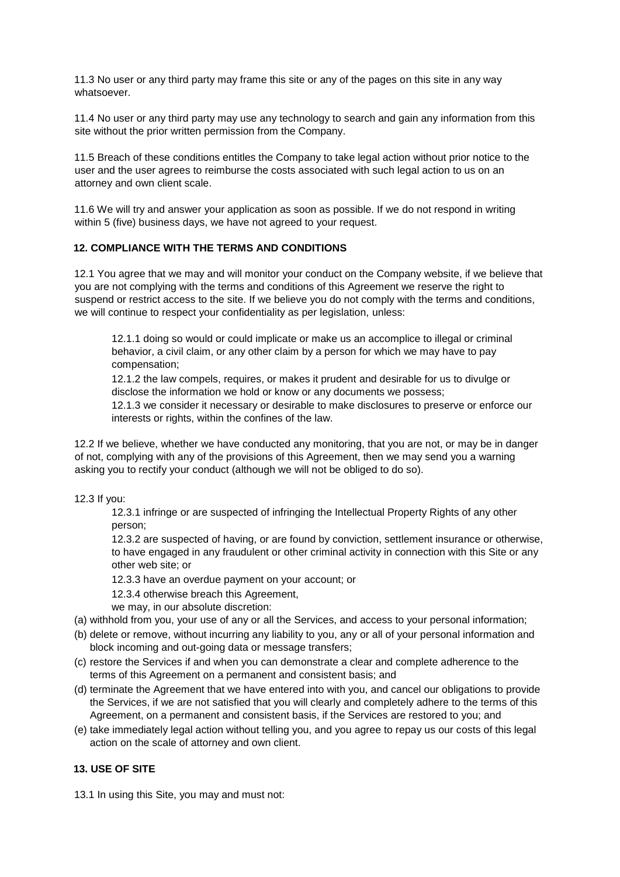11.3 No user or any third party may frame this site or any of the pages on this site in any way whatsoever.

11.4 No user or any third party may use any technology to search and gain any information from this site without the prior written permission from the Company.

11.5 Breach of these conditions entitles the Company to take legal action without prior notice to the user and the user agrees to reimburse the costs associated with such legal action to us on an attorney and own client scale.

11.6 We will try and answer your application as soon as possible. If we do not respond in writing within 5 (five) business days, we have not agreed to your request.

### 12. COMPLIANCE WITH THE TERMS AND CONDITIONS

12.1 You agree that we may and will monitor your conduct on the Company website, if we believe that you are not complying with the terms and conditions of this Agreement we reserve the right to suspend or restrict access to the site. If we believe you do not comply with the terms and conditions, we will continue to respect your confidentiality as per legislation, unless:

> 12.1.1 doing so would or could implicate or make us an accomplice to illegal or criminal behavior, a civil claim, or any other claim by a person for which we may have to pay compensation;
>
> 12.1.2 the law compels, requires, or makes it prudent and desirable for us to divulge or disclose the information we hold or know or any documents we possess;
>
> 12.1.3 we consider it necessary or desirable to make disclosures to preserve or enforce our interests or rights, within the confines of the law.

12.2 If we believe, whether we have conducted any monitoring, that you are not, or may be in danger of not, complying with any of the provisions of this Agreement, then we may send you a warning asking you to rectify your conduct (although we will not be obliged to do so).

12.3 If you:

> 12.3.1 infringe or are suspected of infringing the Intellectual Property Rights of any other person;
>
> 12.3.2 are suspected of having, or are found by conviction, settlement insurance or otherwise, to have engaged in any fraudulent or other criminal activity in connection with this Site or any other web site; or
>
> 12.3.3 have an overdue payment on your account; or
>
> 12.3.4 otherwise breach this Agreement,
>
> we may, in our absolute discretion:

(a) withhold from you, your use of any or all the Services, and access to your personal information;

(b) delete or remove, without incurring any liability to you, any or all of your personal information and block incoming and out-going data or message transfers;

(c) restore the Services if and when you can demonstrate a clear and complete adherence to the terms of this Agreement on a permanent and consistent basis; and

(d) terminate the Agreement that we have entered into with you, and cancel our obligations to provide the Services, if we are not satisfied that you will clearly and completely adhere to the terms of this Agreement, on a permanent and consistent basis, if the Services are restored to you; and

(e) take immediately legal action without telling you, and you agree to repay us our costs of this legal action on the scale of attorney and own client.

### 13. USE OF SITE

13.1 In using this Site, you may and must not: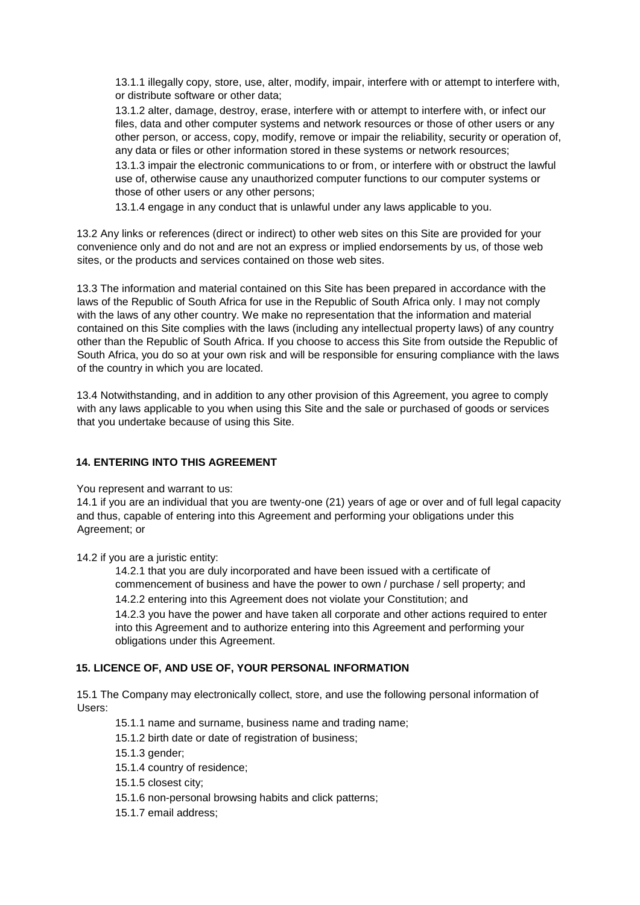13.1.1 illegally copy, store, use, alter, modify, impair, interfere with or attempt to interfere with, or distribute software or other data;

13.1.2 alter, damage, destroy, erase, interfere with or attempt to interfere with, or infect our files, data and other computer systems and network resources or those of other users or any other person, or access, copy, modify, remove or impair the reliability, security or operation of, any data or files or other information stored in these systems or network resources;

13.1.3 impair the electronic communications to or from, or interfere with or obstruct the lawful use of, otherwise cause any unauthorized computer functions to our computer systems or those of other users or any other persons;

13.1.4 engage in any conduct that is unlawful under any laws applicable to you.

13.2 Any links or references (direct or indirect) to other web sites on this Site are provided for your convenience only and do not and are not an express or implied endorsements by us, of those web sites, or the products and services contained on those web sites.

13.3 The information and material contained on this Site has been prepared in accordance with the laws of the Republic of South Africa for use in the Republic of South Africa only. I may not comply with the laws of any other country. We make no representation that the information and material contained on this Site complies with the laws (including any intellectual property laws) of any country other than the Republic of South Africa. If you choose to access this Site from outside the Republic of South Africa, you do so at your own risk and will be responsible for ensuring compliance with the laws of the country in which you are located.

13.4 Notwithstanding, and in addition to any other provision of this Agreement, you agree to comply with any laws applicable to you when using this Site and the sale or purchased of goods or services that you undertake because of using this Site.

## 14. ENTERING INTO THIS AGREEMENT

You represent and warrant to us:

14.1 if you are an individual that you are twenty-one (21) years of age or over and of full legal capacity and thus, capable of entering into this Agreement and performing your obligations under this Agreement; or

14.2 if you are a juristic entity:

14.2.1 that you are duly incorporated and have been issued with a certificate of commencement of business and have the power to own / purchase / sell property; and

14.2.2 entering into this Agreement does not violate your Constitution; and

14.2.3 you have the power and have taken all corporate and other actions required to enter into this Agreement and to authorize entering into this Agreement and performing your obligations under this Agreement.

## 15. LICENCE OF, AND USE OF, YOUR PERSONAL INFORMATION

15.1 The Company may electronically collect, store, and use the following personal information of Users:

15.1.1 name and surname, business name and trading name;

15.1.2 birth date or date of registration of business;

15.1.3 gender;

15.1.4 country of residence;

15.1.5 closest city;

15.1.6 non-personal browsing habits and click patterns;

15.1.7 email address;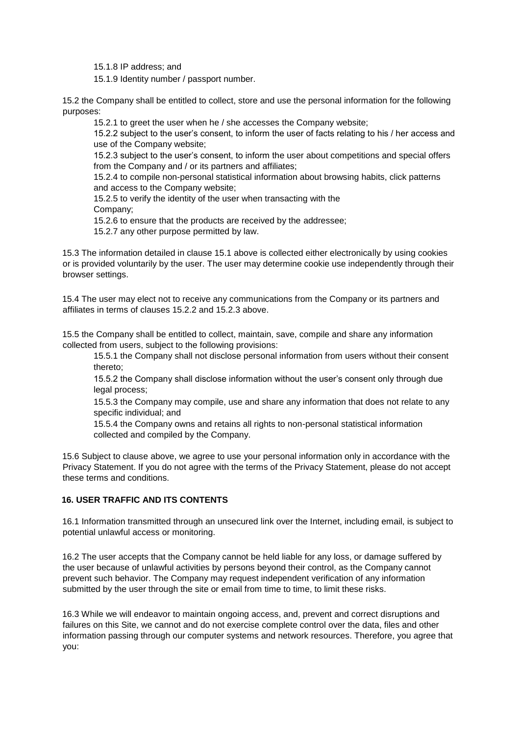15.1.8 IP address; and

15.1.9 Identity number / passport number.

15.2 the Company shall be entitled to collect, store and use the personal information for the following purposes:

15.2.1 to greet the user when he / she accesses the Company website;

15.2.2 subject to the user's consent, to inform the user of facts relating to his / her access and use of the Company website;

15.2.3 subject to the user's consent, to inform the user about competitions and special offers from the Company and / or its partners and affiliates;

15.2.4 to compile non-personal statistical information about browsing habits, click patterns and access to the Company website;

15.2.5 to verify the identity of the user when transacting with the Company;

15.2.6 to ensure that the products are received by the addressee;

15.2.7 any other purpose permitted by law.

15.3 The information detailed in clause 15.1 above is collected either electronically by using cookies or is provided voluntarily by the user. The user may determine cookie use independently through their browser settings.

15.4 The user may elect not to receive any communications from the Company or its partners and affiliates in terms of clauses 15.2.2 and 15.2.3 above.

15.5 the Company shall be entitled to collect, maintain, save, compile and share any information collected from users, subject to the following provisions:

15.5.1 the Company shall not disclose personal information from users without their consent thereto;

15.5.2 the Company shall disclose information without the user's consent only through due legal process;

15.5.3 the Company may compile, use and share any information that does not relate to any specific individual; and

15.5.4 the Company owns and retains all rights to non-personal statistical information collected and compiled by the Company.

15.6 Subject to clause above, we agree to use your personal information only in accordance with the Privacy Statement. If you do not agree with the terms of the Privacy Statement, please do not accept these terms and conditions.

## 16. USER TRAFFIC AND ITS CONTENTS

16.1 Information transmitted through an unsecured link over the Internet, including email, is subject to potential unlawful access or monitoring.

16.2 The user accepts that the Company cannot be held liable for any loss, or damage suffered by the user because of unlawful activities by persons beyond their control, as the Company cannot prevent such behavior. The Company may request independent verification of any information submitted by the user through the site or email from time to time, to limit these risks.

16.3 While we will endeavor to maintain ongoing access, and, prevent and correct disruptions and failures on this Site, we cannot and do not exercise complete control over the data, files and other information passing through our computer systems and network resources. Therefore, you agree that you: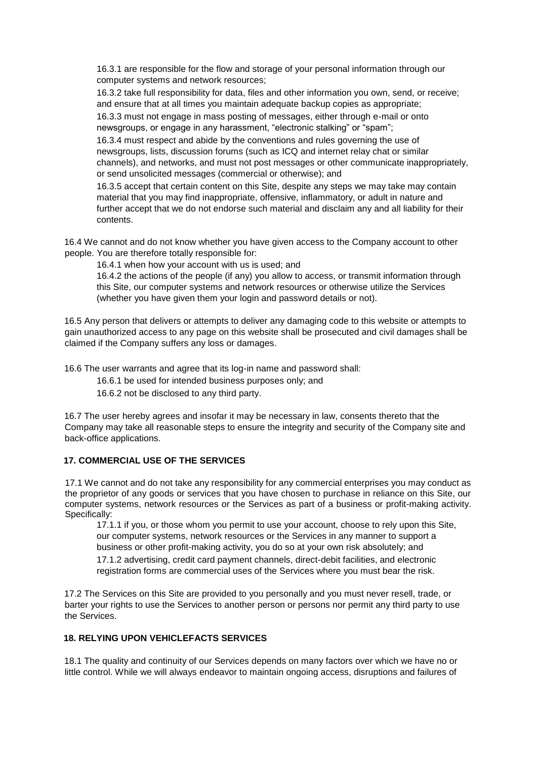16.3.1 are responsible for the flow and storage of your personal information through our computer systems and network resources;

16.3.2 take full responsibility for data, files and other information you own, send, or receive; and ensure that at all times you maintain adequate backup copies as appropriate;

16.3.3 must not engage in mass posting of messages, either through e-mail or onto newsgroups, or engage in any harassment, "electronic stalking" or "spam";

16.3.4 must respect and abide by the conventions and rules governing the use of newsgroups, lists, discussion forums (such as ICQ and internet relay chat or similar channels), and networks, and must not post messages or other communicate inappropriately, or send unsolicited messages (commercial or otherwise); and

16.3.5 accept that certain content on this Site, despite any steps we may take may contain material that you may find inappropriate, offensive, inflammatory, or adult in nature and further accept that we do not endorse such material and disclaim any and all liability for their contents.

16.4 We cannot and do not know whether you have given access to the Company account to other people. You are therefore totally responsible for:

16.4.1 when how your account with us is used; and

16.4.2 the actions of the people (if any) you allow to access, or transmit information through this Site, our computer systems and network resources or otherwise utilize the Services (whether you have given them your login and password details or not).

16.5 Any person that delivers or attempts to deliver any damaging code to this website or attempts to gain unauthorized access to any page on this website shall be prosecuted and civil damages shall be claimed if the Company suffers any loss or damages.

16.6 The user warrants and agree that its log-in name and password shall:

16.6.1 be used for intended business purposes only; and

16.6.2 not be disclosed to any third party.

16.7 The user hereby agrees and insofar it may be necessary in law, consents thereto that the Company may take all reasonable steps to ensure the integrity and security of the Company site and back-office applications.

**17. COMMERCIAL USE OF THE SERVICES**

17.1 We cannot and do not take any responsibility for any commercial enterprises you may conduct as the proprietor of any goods or services that you have chosen to purchase in reliance on this Site, our computer systems, network resources or the Services as part of a business or profit-making activity. Specifically:

17.1.1 if you, or those whom you permit to use your account, choose to rely upon this Site, our computer systems, network resources or the Services in any manner to support a business or other profit-making activity, you do so at your own risk absolutely; and

17.1.2 advertising, credit card payment channels, direct-debit facilities, and electronic registration forms are commercial uses of the Services where you must bear the risk.

17.2 The Services on this Site are provided to you personally and you must never resell, trade, or barter your rights to use the Services to another person or persons nor permit any third party to use the Services.

**18. RELYING UPON VEHICLEFACTS SERVICES**

18.1 The quality and continuity of our Services depends on many factors over which we have no or little control. While we will always endeavor to maintain ongoing access, disruptions and failures of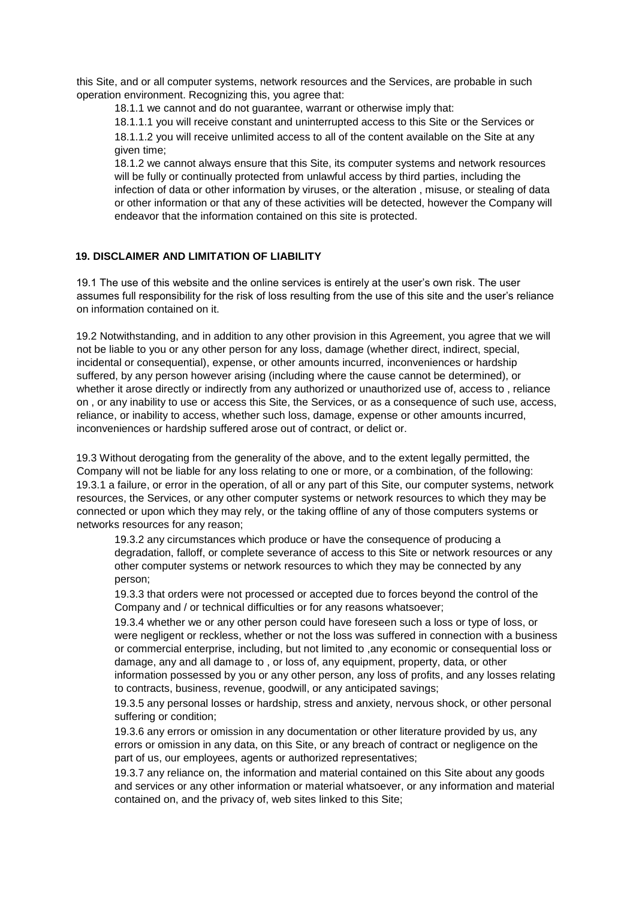this Site, and or all computer systems, network resources and the Services, are probable in such operation environment. Recognizing this, you agree that:

18.1.1 we cannot and do not guarantee, warrant or otherwise imply that:

18.1.1.1 you will receive constant and uninterrupted access to this Site or the Services or

18.1.1.2 you will receive unlimited access to all of the content available on the Site at any given time;

18.1.2 we cannot always ensure that this Site, its computer systems and network resources will be fully or continually protected from unlawful access by third parties, including the infection of data or other information by viruses, or the alteration , misuse, or stealing of data or other information or that any of these activities will be detected, however the Company will endeavor that the information contained on this site is protected.

## 19. DISCLAIMER AND LIMITATION OF LIABILITY

19.1 The use of this website and the online services is entirely at the user's own risk. The user assumes full responsibility for the risk of loss resulting from the use of this site and the user's reliance on information contained on it.

19.2 Notwithstanding, and in addition to any other provision in this Agreement, you agree that we will not be liable to you or any other person for any loss, damage (whether direct, indirect, special, incidental or consequential), expense, or other amounts incurred, inconveniences or hardship suffered, by any person however arising (including where the cause cannot be determined), or whether it arose directly or indirectly from any authorized or unauthorized use of, access to , reliance on , or any inability to use or access this Site, the Services, or as a consequence of such use, access, reliance, or inability to access, whether such loss, damage, expense or other amounts incurred, inconveniences or hardship suffered arose out of contract, or delict or.

19.3 Without derogating from the generality of the above, and to the extent legally permitted, the Company will not be liable for any loss relating to one or more, or a combination, of the following:

19.3.1 a failure, or error in the operation, of all or any part of this Site, our computer systems, network resources, the Services, or any other computer systems or network resources to which they may be connected or upon which they may rely, or the taking offline of any of those computers systems or networks resources for any reason;

19.3.2 any circumstances which produce or have the consequence of producing a degradation, falloff, or complete severance of access to this Site or network resources or any other computer systems or network resources to which they may be connected by any person;

19.3.3 that orders were not processed or accepted due to forces beyond the control of the Company and / or technical difficulties or for any reasons whatsoever;

19.3.4 whether we or any other person could have foreseen such a loss or type of loss, or were negligent or reckless, whether or not the loss was suffered in connection with a business or commercial enterprise, including, but not limited to ,any economic or consequential loss or damage, any and all damage to , or loss of, any equipment, property, data, or other information possessed by you or any other person, any loss of profits, and any losses relating to contracts, business, revenue, goodwill, or any anticipated savings;

19.3.5 any personal losses or hardship, stress and anxiety, nervous shock, or other personal suffering or condition;

19.3.6 any errors or omission in any documentation or other literature provided by us, any errors or omission in any data, on this Site, or any breach of contract or negligence on the part of us, our employees, agents or authorized representatives;

19.3.7 any reliance on, the information and material contained on this Site about any goods and services or any other information or material whatsoever, or any information and material contained on, and the privacy of, web sites linked to this Site;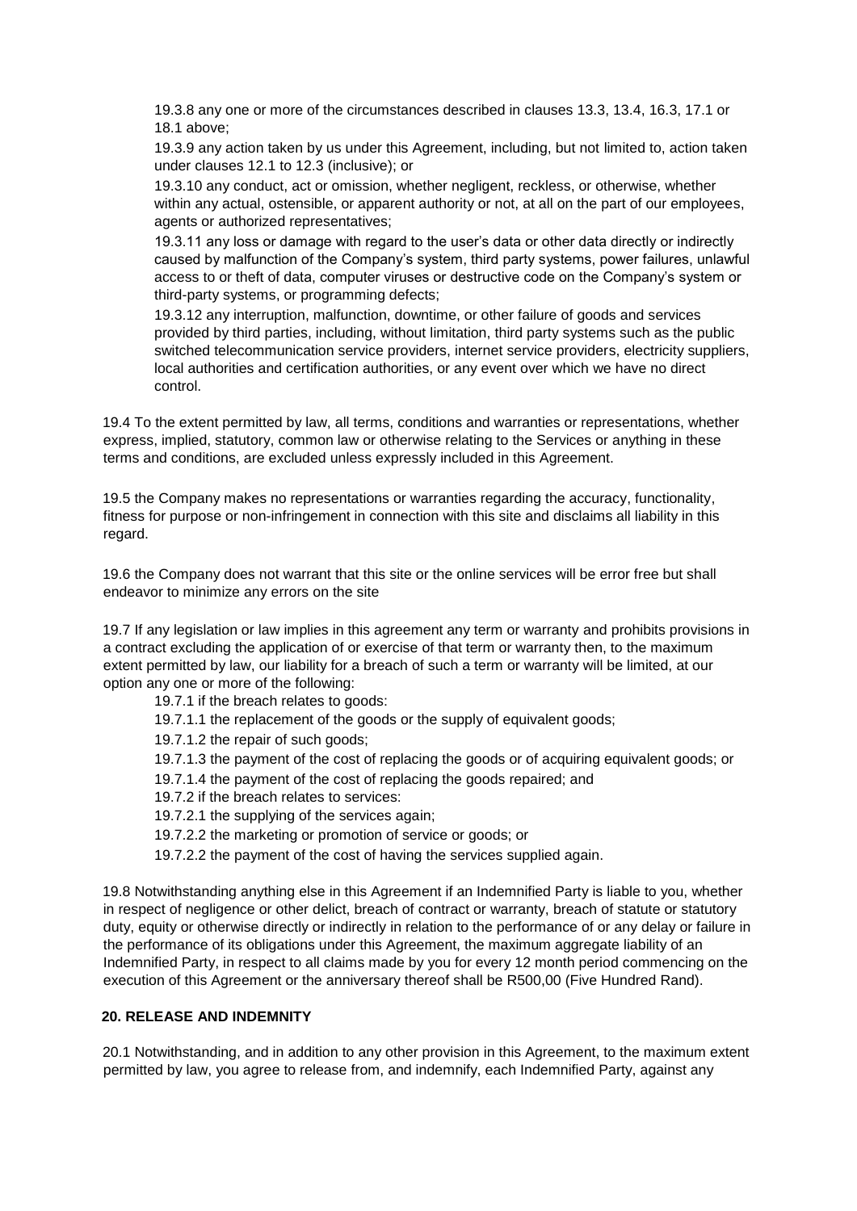19.3.8 any one or more of the circumstances described in clauses 13.3, 13.4, 16.3, 17.1 or 18.1 above;

19.3.9 any action taken by us under this Agreement, including, but not limited to, action taken under clauses 12.1 to 12.3 (inclusive); or

19.3.10 any conduct, act or omission, whether negligent, reckless, or otherwise, whether within any actual, ostensible, or apparent authority or not, at all on the part of our employees, agents or authorized representatives;

19.3.11 any loss or damage with regard to the user's data or other data directly or indirectly caused by malfunction of the Company's system, third party systems, power failures, unlawful access to or theft of data, computer viruses or destructive code on the Company's system or third-party systems, or programming defects;

19.3.12 any interruption, malfunction, downtime, or other failure of goods and services provided by third parties, including, without limitation, third party systems such as the public switched telecommunication service providers, internet service providers, electricity suppliers, local authorities and certification authorities, or any event over which we have no direct control.

19.4 To the extent permitted by law, all terms, conditions and warranties or representations, whether express, implied, statutory, common law or otherwise relating to the Services or anything in these terms and conditions, are excluded unless expressly included in this Agreement.

19.5 the Company makes no representations or warranties regarding the accuracy, functionality, fitness for purpose or non-infringement in connection with this site and disclaims all liability in this regard.

19.6 the Company does not warrant that this site or the online services will be error free but shall endeavor to minimize any errors on the site

19.7 If any legislation or law implies in this agreement any term or warranty and prohibits provisions in a contract excluding the application of or exercise of that term or warranty then, to the maximum extent permitted by law, our liability for a breach of such a term or warranty will be limited, at our option any one or more of the following:

19.7.1 if the breach relates to goods:

19.7.1.1 the replacement of the goods or the supply of equivalent goods;

19.7.1.2 the repair of such goods;

19.7.1.3 the payment of the cost of replacing the goods or of acquiring equivalent goods; or

19.7.1.4 the payment of the cost of replacing the goods repaired; and

19.7.2 if the breach relates to services:

19.7.2.1 the supplying of the services again;

19.7.2.2 the marketing or promotion of service or goods; or

19.7.2.2 the payment of the cost of having the services supplied again.

19.8 Notwithstanding anything else in this Agreement if an Indemnified Party is liable to you, whether in respect of negligence or other delict, breach of contract or warranty, breach of statute or statutory duty, equity or otherwise directly or indirectly in relation to the performance of or any delay or failure in the performance of its obligations under this Agreement, the maximum aggregate liability of an Indemnified Party, in respect to all claims made by you for every 12 month period commencing on the execution of this Agreement or the anniversary thereof shall be R500,00 (Five Hundred Rand).

## 20. RELEASE AND INDEMNITY

20.1 Notwithstanding, and in addition to any other provision in this Agreement, to the maximum extent permitted by law, you agree to release from, and indemnify, each Indemnified Party, against any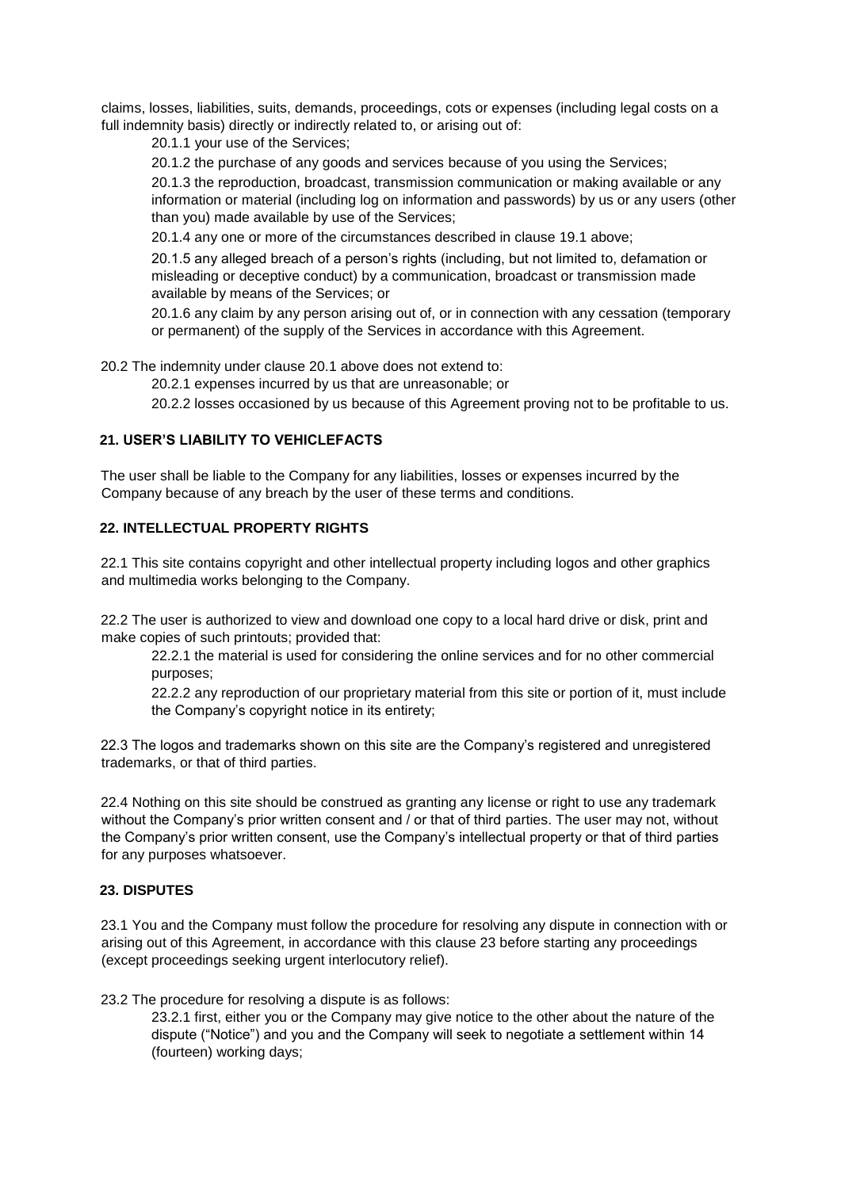claims, losses, liabilities, suits, demands, proceedings, cots or expenses (including legal costs on a full indemnity basis) directly or indirectly related to, or arising out of:

20.1.1 your use of the Services;

20.1.2 the purchase of any goods and services because of you using the Services;

20.1.3 the reproduction, broadcast, transmission communication or making available or any information or material (including log on information and passwords) by us or any users (other than you) made available by use of the Services;

20.1.4 any one or more of the circumstances described in clause 19.1 above;

20.1.5 any alleged breach of a person's rights (including, but not limited to, defamation or misleading or deceptive conduct) by a communication, broadcast or transmission made available by means of the Services; or

20.1.6 any claim by any person arising out of, or in connection with any cessation (temporary or permanent) of the supply of the Services in accordance with this Agreement.

20.2 The indemnity under clause 20.1 above does not extend to:

20.2.1 expenses incurred by us that are unreasonable; or

20.2.2 losses occasioned by us because of this Agreement proving not to be profitable to us.

#### 21. USER'S LIABILITY TO VEHICLEFACTS

The user shall be liable to the Company for any liabilities, losses or expenses incurred by the Company because of any breach by the user of these terms and conditions.

#### 22. INTELLECTUAL PROPERTY RIGHTS

22.1 This site contains copyright and other intellectual property including logos and other graphics and multimedia works belonging to the Company.

22.2 The user is authorized to view and download one copy to a local hard drive or disk, print and make copies of such printouts; provided that:

22.2.1 the material is used for considering the online services and for no other commercial purposes;

22.2.2 any reproduction of our proprietary material from this site or portion of it, must include the Company's copyright notice in its entirety;

22.3 The logos and trademarks shown on this site are the Company's registered and unregistered trademarks, or that of third parties.

22.4 Nothing on this site should be construed as granting any license or right to use any trademark without the Company's prior written consent and / or that of third parties. The user may not, without the Company's prior written consent, use the Company's intellectual property or that of third parties for any purposes whatsoever.

#### 23. DISPUTES

23.1 You and the Company must follow the procedure for resolving any dispute in connection with or arising out of this Agreement, in accordance with this clause 23 before starting any proceedings (except proceedings seeking urgent interlocutory relief).

23.2 The procedure for resolving a dispute is as follows:

23.2.1 first, either you or the Company may give notice to the other about the nature of the dispute ("Notice") and you and the Company will seek to negotiate a settlement within 14 (fourteen) working days;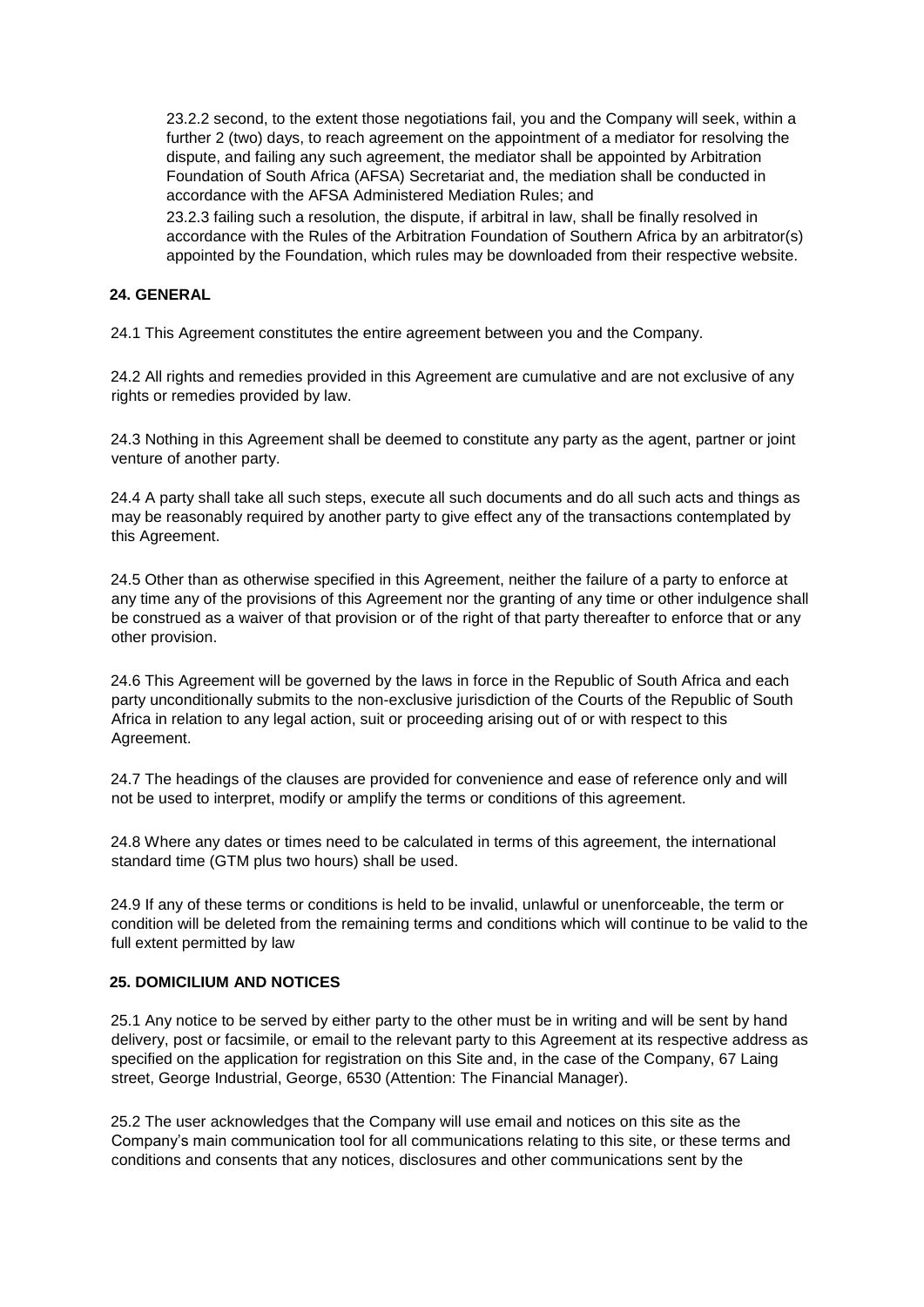23.2.2 second, to the extent those negotiations fail, you and the Company will seek, within a further 2 (two) days, to reach agreement on the appointment of a mediator for resolving the dispute, and failing any such agreement, the mediator shall be appointed by Arbitration Foundation of South Africa (AFSA) Secretariat and, the mediation shall be conducted in accordance with the AFSA Administered Mediation Rules; and

23.2.3 failing such a resolution, the dispute, if arbitral in law, shall be finally resolved in accordance with the Rules of the Arbitration Foundation of Southern Africa by an arbitrator(s) appointed by the Foundation, which rules may be downloaded from their respective website.

**24. GENERAL**

24.1 This Agreement constitutes the entire agreement between you and the Company.

24.2 All rights and remedies provided in this Agreement are cumulative and are not exclusive of any rights or remedies provided by law.

24.3 Nothing in this Agreement shall be deemed to constitute any party as the agent, partner or joint venture of another party.

24.4 A party shall take all such steps, execute all such documents and do all such acts and things as may be reasonably required by another party to give effect any of the transactions contemplated by this Agreement.

24.5 Other than as otherwise specified in this Agreement, neither the failure of a party to enforce at any time any of the provisions of this Agreement nor the granting of any time or other indulgence shall be construed as a waiver of that provision or of the right of that party thereafter to enforce that or any other provision.

24.6 This Agreement will be governed by the laws in force in the Republic of South Africa and each party unconditionally submits to the non-exclusive jurisdiction of the Courts of the Republic of South Africa in relation to any legal action, suit or proceeding arising out of or with respect to this Agreement.

24.7 The headings of the clauses are provided for convenience and ease of reference only and will not be used to interpret, modify or amplify the terms or conditions of this agreement.

24.8 Where any dates or times need to be calculated in terms of this agreement, the international standard time (GTM plus two hours) shall be used.

24.9 If any of these terms or conditions is held to be invalid, unlawful or unenforceable, the term or condition will be deleted from the remaining terms and conditions which will continue to be valid to the full extent permitted by law

**25. DOMICILIUM AND NOTICES**

25.1 Any notice to be served by either party to the other must be in writing and will be sent by hand delivery, post or facsimile, or email to the relevant party to this Agreement at its respective address as specified on the application for registration on this Site and, in the case of the Company, 67 Laing street, George Industrial, George, 6530 (Attention: The Financial Manager).

25.2 The user acknowledges that the Company will use email and notices on this site as the Company's main communication tool for all communications relating to this site, or these terms and conditions and consents that any notices, disclosures and other communications sent by the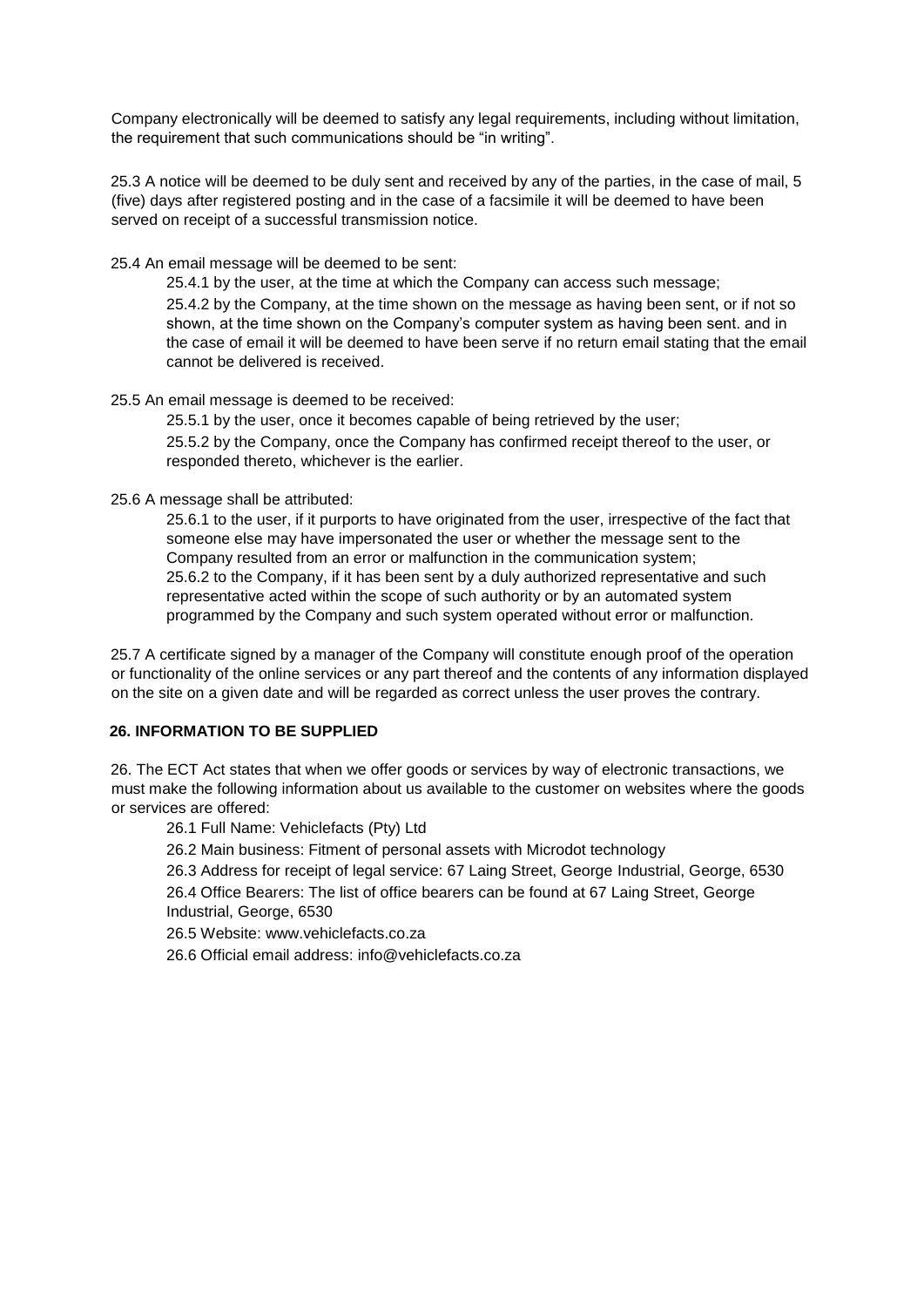Company electronically will be deemed to satisfy any legal requirements, including without limitation, the requirement that such communications should be "in writing".

25.3 A notice will be deemed to be duly sent and received by any of the parties, in the case of mail, 5 (five) days after registered posting and in the case of a facsimile it will be deemed to have been served on receipt of a successful transmission notice.

25.4 An email message will be deemed to be sent:

25.4.1 by the user, at the time at which the Company can access such message;

25.4.2 by the Company, at the time shown on the message as having been sent, or if not so shown, at the time shown on the Company's computer system as having been sent. and in the case of email it will be deemed to have been serve if no return email stating that the email cannot be delivered is received.

25.5 An email message is deemed to be received:

25.5.1 by the user, once it becomes capable of being retrieved by the user;

25.5.2 by the Company, once the Company has confirmed receipt thereof to the user, or responded thereto, whichever is the earlier.

25.6 A message shall be attributed:

25.6.1 to the user, if it purports to have originated from the user, irrespective of the fact that someone else may have impersonated the user or whether the message sent to the Company resulted from an error or malfunction in the communication system;

25.6.2 to the Company, if it has been sent by a duly authorized representative and such representative acted within the scope of such authority or by an automated system programmed by the Company and such system operated without error or malfunction.

25.7 A certificate signed by a manager of the Company will constitute enough proof of the operation or functionality of the online services or any part thereof and the contents of any information displayed on the site on a given date and will be regarded as correct unless the user proves the contrary.

**26. INFORMATION TO BE SUPPLIED**

26. The ECT Act states that when we offer goods or services by way of electronic transactions, we must make the following information about us available to the customer on websites where the goods or services are offered:

26.1 Full Name: Vehiclefacts (Pty) Ltd

26.2 Main business: Fitment of personal assets with Microdot technology

26.3 Address for receipt of legal service: 67 Laing Street, George Industrial, George, 6530

26.4 Office Bearers: The list of office bearers can be found at 67 Laing Street, George Industrial, George, 6530

26.5 Website: www.vehiclefacts.co.za

26.6 Official email address: info@vehiclefacts.co.za